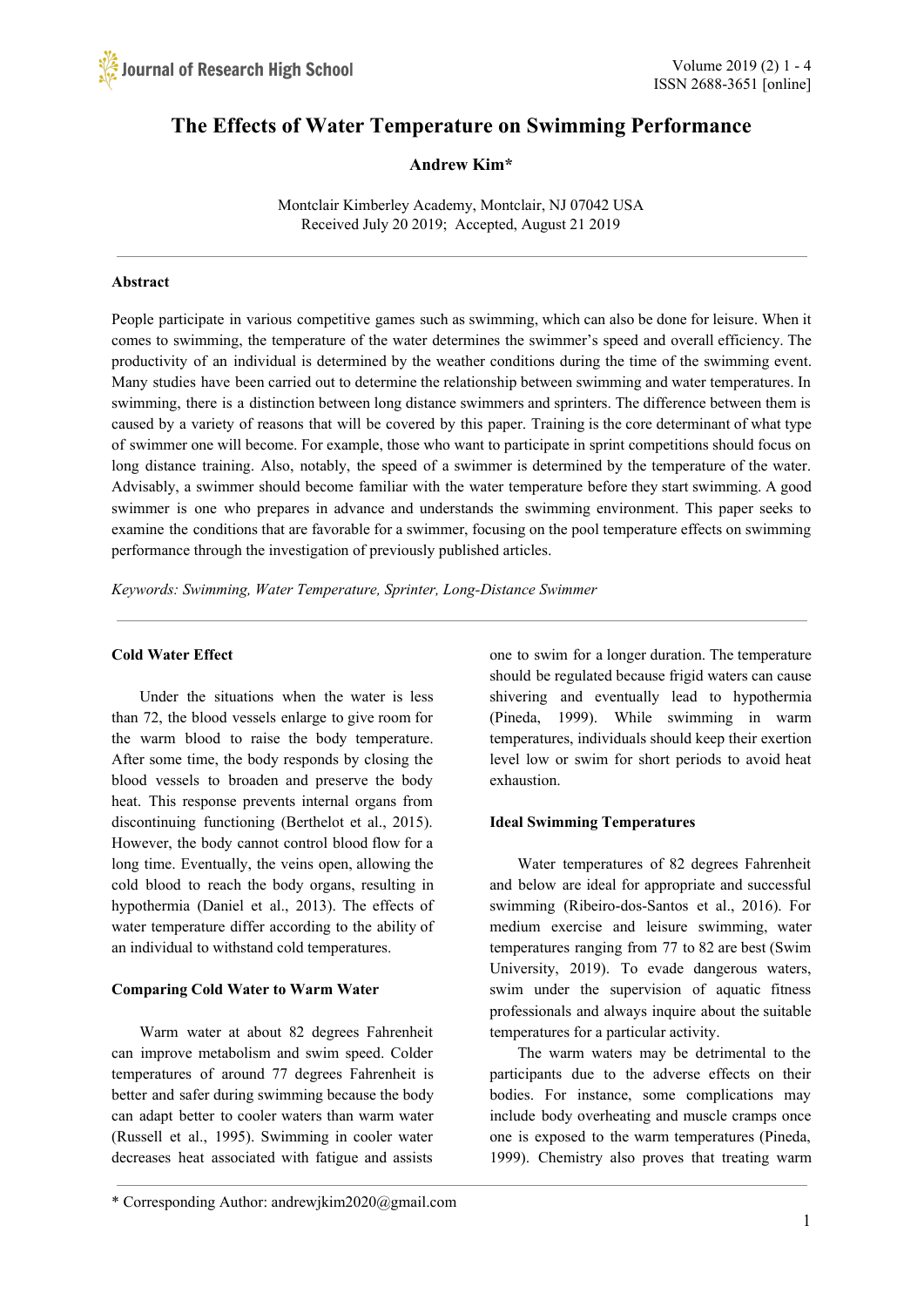# The Effects of Water Temperature on Swimming Performance

**Andrew Kim***

Montclair Kimberley Academy, Montclair, NJ 07042 USA
Received July 20 2019; Accepted, August 21 2019

---

**Abstract**

People participate in various competitive games such as swimming, which can also be done for leisure. When it comes to swimming, the temperature of the water determines the swimmer's speed and overall efficiency. The productivity of an individual is determined by the weather conditions during the time of the swimming event. Many studies have been carried out to determine the relationship between swimming and water temperatures. In swimming, there is a distinction between long distance swimmers and sprinters. The difference between them is caused by a variety of reasons that will be covered by this paper. Training is the core determinant of what type of swimmer one will become. For example, those who want to participate in sprint competitions should focus on long distance training. Also, notably, the speed of a swimmer is determined by the temperature of the water. Advisably, a swimmer should become familiar with the water temperature before they start swimming. A good swimmer is one who prepares in advance and understands the swimming environment. This paper seeks to examine the conditions that are favorable for a swimmer, focusing on the pool temperature effects on swimming performance through the investigation of previously published articles.

*Keywords: Swimming, Water Temperature, Sprinter, Long-Distance Swimmer*

---

## Cold Water Effect

Under the situations when the water is less than 72, the blood vessels enlarge to give room for the warm blood to raise the body temperature. After some time, the body responds by closing the blood vessels to broaden and preserve the body heat. This response prevents internal organs from discontinuing functioning (Berthelot et al., 2015). However, the body cannot control blood flow for a long time. Eventually, the veins open, allowing the cold blood to reach the body organs, resulting in hypothermia (Daniel et al., 2013). The effects of water temperature differ according to the ability of an individual to withstand cold temperatures.

## Comparing Cold Water to Warm Water

Warm water at about 82 degrees Fahrenheit can improve metabolism and swim speed. Colder temperatures of around 77 degrees Fahrenheit is better and safer during swimming because the body can adapt better to cooler waters than warm water (Russell et al., 1995). Swimming in cooler water decreases heat associated with fatigue and assists one to swim for a longer duration. The temperature should be regulated because frigid waters can cause shivering and eventually lead to hypothermia (Pineda, 1999). While swimming in warm temperatures, individuals should keep their exertion level low or swim for short periods to avoid heat exhaustion.

## Ideal Swimming Temperatures

Water temperatures of 82 degrees Fahrenheit and below are ideal for appropriate and successful swimming (Ribeiro-dos-Santos et al., 2016). For medium exercise and leisure swimming, water temperatures ranging from 77 to 82 are best (Swim University, 2019). To evade dangerous waters, swim under the supervision of aquatic fitness professionals and always inquire about the suitable temperatures for a particular activity.

The warm waters may be detrimental to the participants due to the adverse effects on their bodies. For instance, some complications may include body overheating and muscle cramps once one is exposed to the warm temperatures (Pineda, 1999). Chemistry also proves that treating warm

---

* Corresponding Author: andrewjkim2020@gmail.com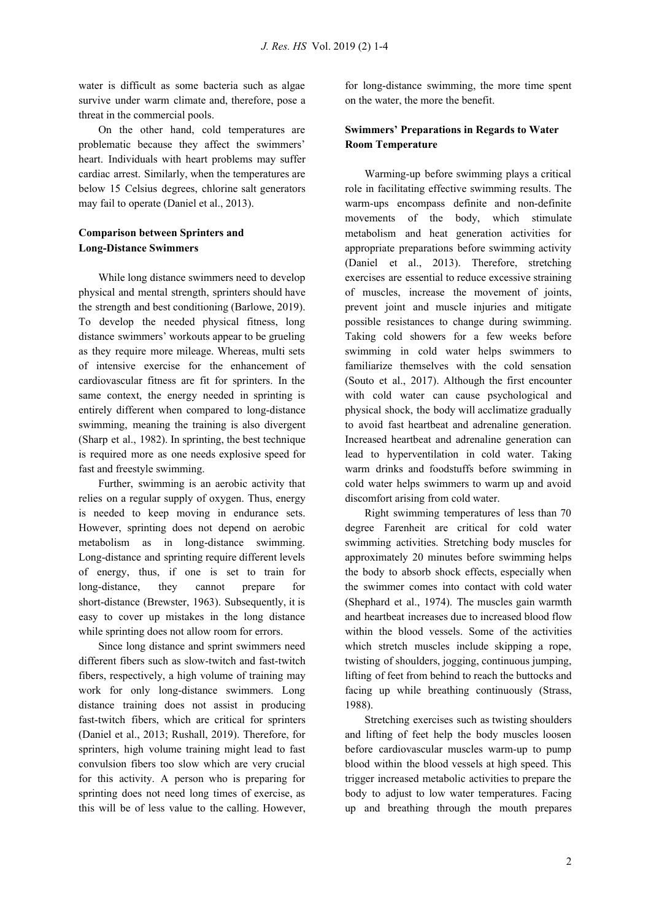water is difficult as some bacteria such as algae survive under warm climate and, therefore, pose a threat in the commercial pools.

On the other hand, cold temperatures are problematic because they affect the swimmers' heart. Individuals with heart problems may suffer cardiac arrest. Similarly, when the temperatures are below 15 Celsius degrees, chlorine salt generators may fail to operate (Daniel et al., 2013).

**Comparison between Sprinters and Long-Distance Swimmers**

While long distance swimmers need to develop physical and mental strength, sprinters should have the strength and best conditioning (Barlowe, 2019). To develop the needed physical fitness, long distance swimmers' workouts appear to be grueling as they require more mileage. Whereas, multi sets of intensive exercise for the enhancement of cardiovascular fitness are fit for sprinters. In the same context, the energy needed in sprinting is entirely different when compared to long-distance swimming, meaning the training is also divergent (Sharp et al., 1982). In sprinting, the best technique is required more as one needs explosive speed for fast and freestyle swimming.

Further, swimming is an aerobic activity that relies on a regular supply of oxygen. Thus, energy is needed to keep moving in endurance sets. However, sprinting does not depend on aerobic metabolism as in long-distance swimming. Long-distance and sprinting require different levels of energy, thus, if one is set to train for long-distance, they cannot prepare for short-distance (Brewster, 1963). Subsequently, it is easy to cover up mistakes in the long distance while sprinting does not allow room for errors.

Since long distance and sprint swimmers need different fibers such as slow-twitch and fast-twitch fibers, respectively, a high volume of training may work for only long-distance swimmers. Long distance training does not assist in producing fast-twitch fibers, which are critical for sprinters (Daniel et al., 2013; Rushall, 2019). Therefore, for sprinters, high volume training might lead to fast convulsion fibers too slow which are very crucial for this activity. A person who is preparing for sprinting does not need long times of exercise, as this will be of less value to the calling. However, for long-distance swimming, the more time spent on the water, the more the benefit.

**Swimmers' Preparations in Regards to Water Room Temperature**

Warming-up before swimming plays a critical role in facilitating effective swimming results. The warm-ups encompass definite and non-definite movements of the body, which stimulate metabolism and heat generation activities for appropriate preparations before swimming activity (Daniel et al., 2013). Therefore, stretching exercises are essential to reduce excessive straining of muscles, increase the movement of joints, prevent joint and muscle injuries and mitigate possible resistances to change during swimming. Taking cold showers for a few weeks before swimming in cold water helps swimmers to familiarize themselves with the cold sensation (Souto et al., 2017). Although the first encounter with cold water can cause psychological and physical shock, the body will acclimatize gradually to avoid fast heartbeat and adrenaline generation. Increased heartbeat and adrenaline generation can lead to hyperventilation in cold water. Taking warm drinks and foodstuffs before swimming in cold water helps swimmers to warm up and avoid discomfort arising from cold water.

Right swimming temperatures of less than 70 degree Farenheit are critical for cold water swimming activities. Stretching body muscles for approximately 20 minutes before swimming helps the body to absorb shock effects, especially when the swimmer comes into contact with cold water (Shephard et al., 1974). The muscles gain warmth and heartbeat increases due to increased blood flow within the blood vessels. Some of the activities which stretch muscles include skipping a rope, twisting of shoulders, jogging, continuous jumping, lifting of feet from behind to reach the buttocks and facing up while breathing continuously (Strass, 1988).

Stretching exercises such as twisting shoulders and lifting of feet help the body muscles loosen before cardiovascular muscles warm-up to pump blood within the blood vessels at high speed. This trigger increased metabolic activities to prepare the body to adjust to low water temperatures. Facing up and breathing through the mouth prepares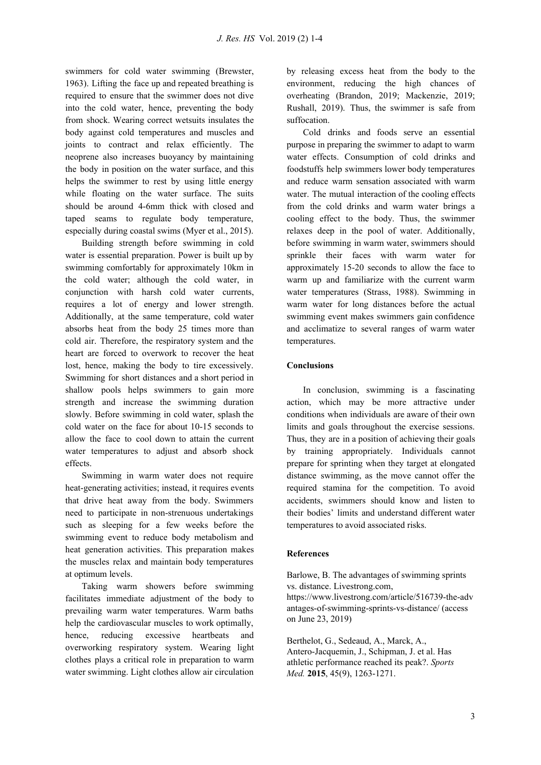swimmers for cold water swimming (Brewster, 1963). Lifting the face up and repeated breathing is required to ensure that the swimmer does not dive into the cold water, hence, preventing the body from shock. Wearing correct wetsuits insulates the body against cold temperatures and muscles and joints to contract and relax efficiently. The neoprene also increases buoyancy by maintaining the body in position on the water surface, and this helps the swimmer to rest by using little energy while floating on the water surface. The suits should be around 4-6mm thick with closed and taped seams to regulate body temperature, especially during coastal swims (Myer et al., 2015).

Building strength before swimming in cold water is essential preparation. Power is built up by swimming comfortably for approximately 10km in the cold water; although the cold water, in conjunction with harsh cold water currents, requires a lot of energy and lower strength. Additionally, at the same temperature, cold water absorbs heat from the body 25 times more than cold air. Therefore, the respiratory system and the heart are forced to overwork to recover the heat lost, hence, making the body to tire excessively. Swimming for short distances and a short period in shallow pools helps swimmers to gain more strength and increase the swimming duration slowly. Before swimming in cold water, splash the cold water on the face for about 10-15 seconds to allow the face to cool down to attain the current water temperatures to adjust and absorb shock effects.

Swimming in warm water does not require heat-generating activities; instead, it requires events that drive heat away from the body. Swimmers need to participate in non-strenuous undertakings such as sleeping for a few weeks before the swimming event to reduce body metabolism and heat generation activities. This preparation makes the muscles relax and maintain body temperatures at optimum levels.

Taking warm showers before swimming facilitates immediate adjustment of the body to prevailing warm water temperatures. Warm baths help the cardiovascular muscles to work optimally, hence, reducing excessive heartbeats and overworking respiratory system. Wearing light clothes plays a critical role in preparation to warm water swimming. Light clothes allow air circulation by releasing excess heat from the body to the environment, reducing the high chances of overheating (Brandon, 2019; Mackenzie, 2019; Rushall, 2019). Thus, the swimmer is safe from suffocation.

Cold drinks and foods serve an essential purpose in preparing the swimmer to adapt to warm water effects. Consumption of cold drinks and foodstuffs help swimmers lower body temperatures and reduce warm sensation associated with warm water. The mutual interaction of the cooling effects from the cold drinks and warm water brings a cooling effect to the body. Thus, the swimmer relaxes deep in the pool of water. Additionally, before swimming in warm water, swimmers should sprinkle their faces with warm water for approximately 15-20 seconds to allow the face to warm up and familiarize with the current warm water temperatures (Strass, 1988). Swimming in warm water for long distances before the actual swimming event makes swimmers gain confidence and acclimatize to several ranges of warm water temperatures.

## Conclusions

In conclusion, swimming is a fascinating action, which may be more attractive under conditions when individuals are aware of their own limits and goals throughout the exercise sessions. Thus, they are in a position of achieving their goals by training appropriately. Individuals cannot prepare for sprinting when they target at elongated distance swimming, as the move cannot offer the required stamina for the competition. To avoid accidents, swimmers should know and listen to their bodies' limits and understand different water temperatures to avoid associated risks.

## References

Barlowe, B. The advantages of swimming sprints vs. distance. Livestrong.com, https://www.livestrong.com/article/516739-the-advantages-of-swimming-sprints-vs-distance/ (access on June 23, 2019)

Berthelot, G., Sedeaud, A., Marck, A., Antero-Jacquemin, J., Schipman, J. et al. Has athletic performance reached its peak?. *Sports Med.* **2015**, 45(9), 1263-1271.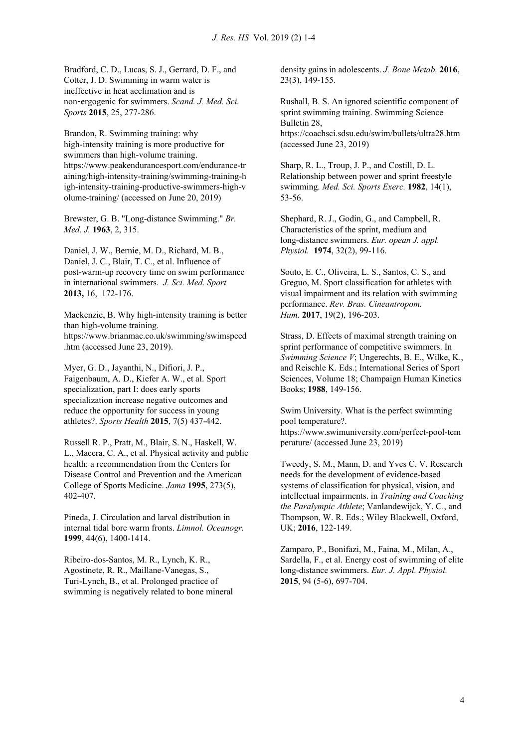Bradford, C. D., Lucas, S. J., Gerrard, D. F., and Cotter, J. D. Swimming in warm water is ineffective in heat acclimation and is non‐ergogenic for swimmers. *Scand. J. Med. Sci. Sports* **2015**, 25, 277-286.

Brandon, R. Swimming training: why high-intensity training is more productive for swimmers than high-volume training. https://www.peakendurancesport.com/endurance-training/high-intensity-training/swimming-training-high-intensity-training-productive-swimmers-high-volume-training/ (accessed on June 20, 2019)

Brewster, G. B. "Long-distance Swimming." *Br. Med. J.* **1963**, 2, 315.

Daniel, J. W., Bernie, M. D., Richard, M. B., Daniel, J. C., Blair, T. C., et al. Influence of post-warm-up recovery time on swim performance in international swimmers. *J. Sci. Med. Sport* **2013,** 16, 172-176.

Mackenzie, B. Why high-intensity training is better than high-volume training. https://www.brianmac.co.uk/swimming/swimspeed.htm (accessed June 23, 2019).

Myer, G. D., Jayanthi, N., Difiori, J. P., Faigenbaum, A. D., Kiefer A. W., et al. Sport specialization, part I: does early sports specialization increase negative outcomes and reduce the opportunity for success in young athletes?. *Sports Health* **2015**, 7(5) 437-442.

Russell R. P., Pratt, M., Blair, S. N., Haskell, W. L., Macera, C. A., et al. Physical activity and public health: a recommendation from the Centers for Disease Control and Prevention and the American College of Sports Medicine. *Jama* **1995**, 273(5), 402-407.

Pineda, J. Circulation and larval distribution in internal tidal bore warm fronts. *Limnol. Oceanogr.* **1999**, 44(6), 1400-1414.

Ribeiro-dos-Santos, M. R., Lynch, K. R., Agostinete, R. R., Maillane-Vanegas, S., Turi-Lynch, B., et al. Prolonged practice of swimming is negatively related to bone mineral density gains in adolescents. *J. Bone Metab.* **2016**, 23(3), 149-155.

Rushall, B. S. An ignored scientific component of sprint swimming training. Swimming Science Bulletin 28, https://coachsci.sdsu.edu/swim/bullets/ultra28.htm (accessed June 23, 2019)

Sharp, R. L., Troup, J. P., and Costill, D. L. Relationship between power and sprint freestyle swimming. *Med. Sci. Sports Exerc.* **1982**, 14(1), 53-56.

Shephard, R. J., Godin, G., and Campbell, R. Characteristics of the sprint, medium and long-distance swimmers. *Eur. opean J. appl. Physiol.* **1974**, 32(2), 99-116.

Souto, E. C., Oliveira, L. S., Santos, C. S., and Greguo, M. Sport classification for athletes with visual impairment and its relation with swimming performance. *Rev. Bras. Cineantropom. Hum.* **2017**, 19(2), 196-203.

Strass, D. Effects of maximal strength training on sprint performance of competitive swimmers. In *Swimming Science V*; Ungerechts, B. E., Wilke, K., and Reischle K. Eds.; International Series of Sport Sciences, Volume 18; Champaign Human Kinetics Books; **1988**, 149-156.

Swim University. What is the perfect swimming pool temperature?. https://www.swimuniversity.com/perfect-pool-temperature/ (accessed June 23, 2019)

Tweedy, S. M., Mann, D. and Yves C. V. Research needs for the development of evidence-based systems of classification for physical, vision, and intellectual impairments. in *Training and Coaching the Paralympic Athlete*; Vanlandewijck, Y. C., and Thompson, W. R. Eds.; Wiley Blackwell, Oxford, UK; **2016**, 122-149.

Zamparo, P., Bonifazi, M., Faina, M., Milan, A., Sardella, F., et al. Energy cost of swimming of elite long-distance swimmers. *Eur. J. Appl. Physiol.* **2015**, 94 (5-6), 697-704.